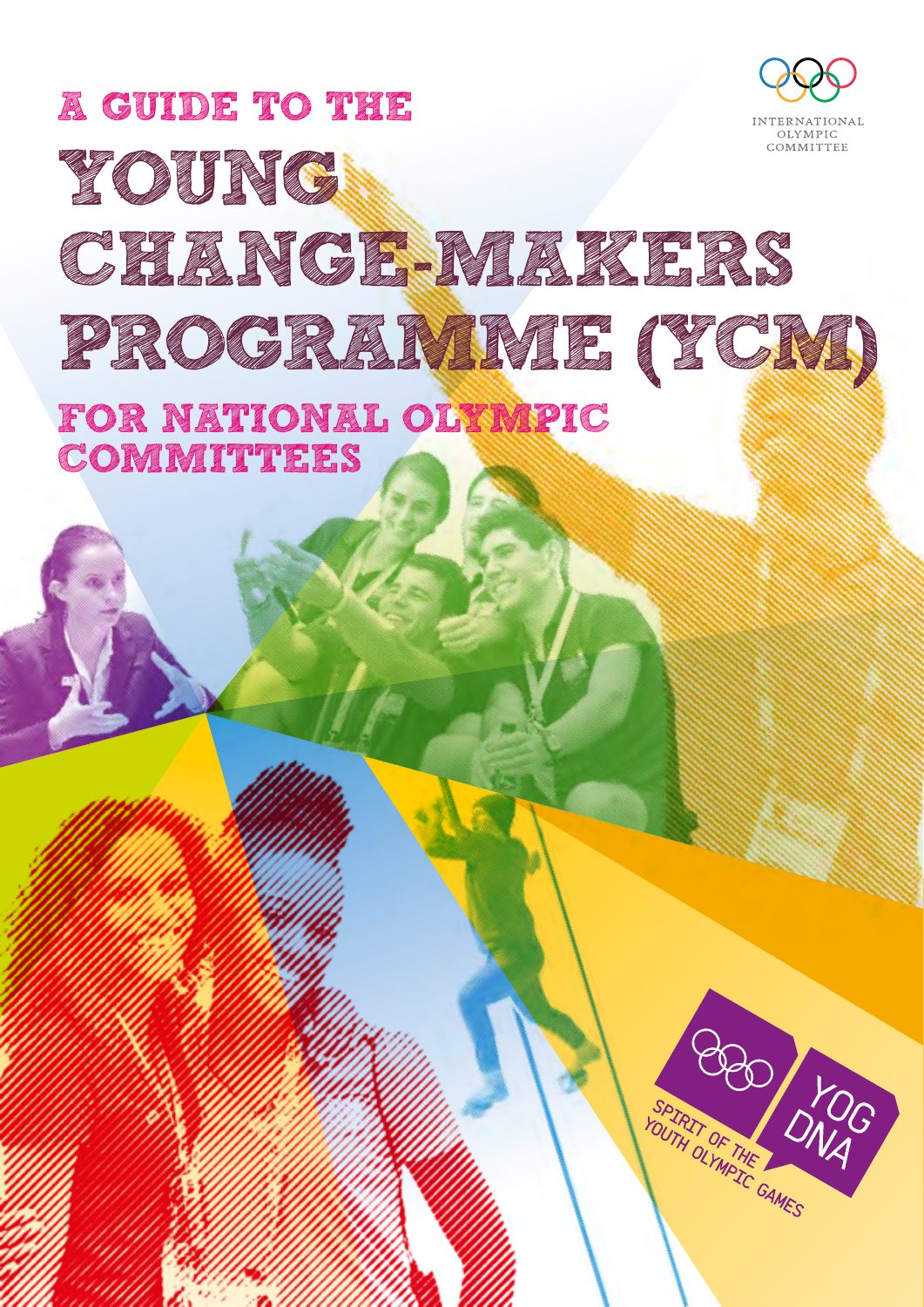# A GUIDE TO THE YOUNG CHANGE-MAKERS PROGRAMME (YCM)

## FOR NATIONAL OLYMPIC COMMITTEES

INTERNATIONAL OLYMPIC COMMITTEE

YOG DNA

SPIRIT OF THE YOUTH OLYMPIC GAMES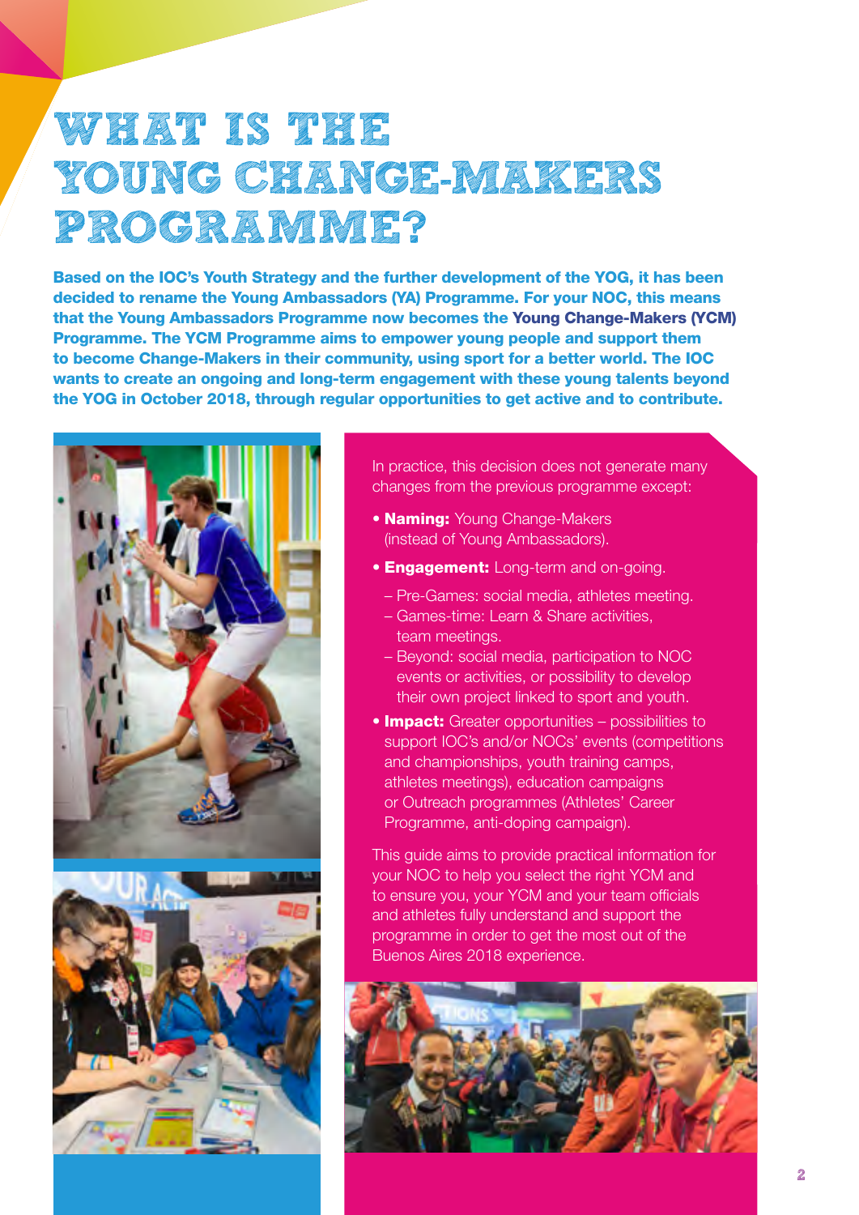# WHAT IS THE YOUNG CHANGE-MAKERS PROGRAMME?

**Based on the IOC's Youth Strategy and the further development of the YOG, it has been decided to rename the Young Ambassadors (YA) Programme. For your NOC, this means that the Young Ambassadors Programme now becomes the Young Change-Makers (YCM) Programme. The YCM Programme aims to empower young people and support them to become Change-Makers in their community, using sport for a better world. The IOC wants to create an ongoing and long-term engagement with these young talents beyond the YOG in October 2018, through regular opportunities to get active and to contribute.**

In practice, this decision does not generate many changes from the previous programme except:

- **Naming:** Young Change-Makers (instead of Young Ambassadors).
- **Engagement:** Long-term and on-going.
  - Pre-Games: social media, athletes meeting.
  - Games-time: Learn & Share activities, team meetings.
  - Beyond: social media, participation to NOC events or activities, or possibility to develop their own project linked to sport and youth.
- **Impact:** Greater opportunities – possibilities to support IOC's and/or NOCs' events (competitions and championships, youth training camps, athletes meetings), education campaigns or Outreach programmes (Athletes' Career Programme, anti-doping campaign).

This guide aims to provide practical information for your NOC to help you select the right YCM and to ensure you, your YCM and your team officials and athletes fully understand and support the programme in order to get the most out of the Buenos Aires 2018 experience.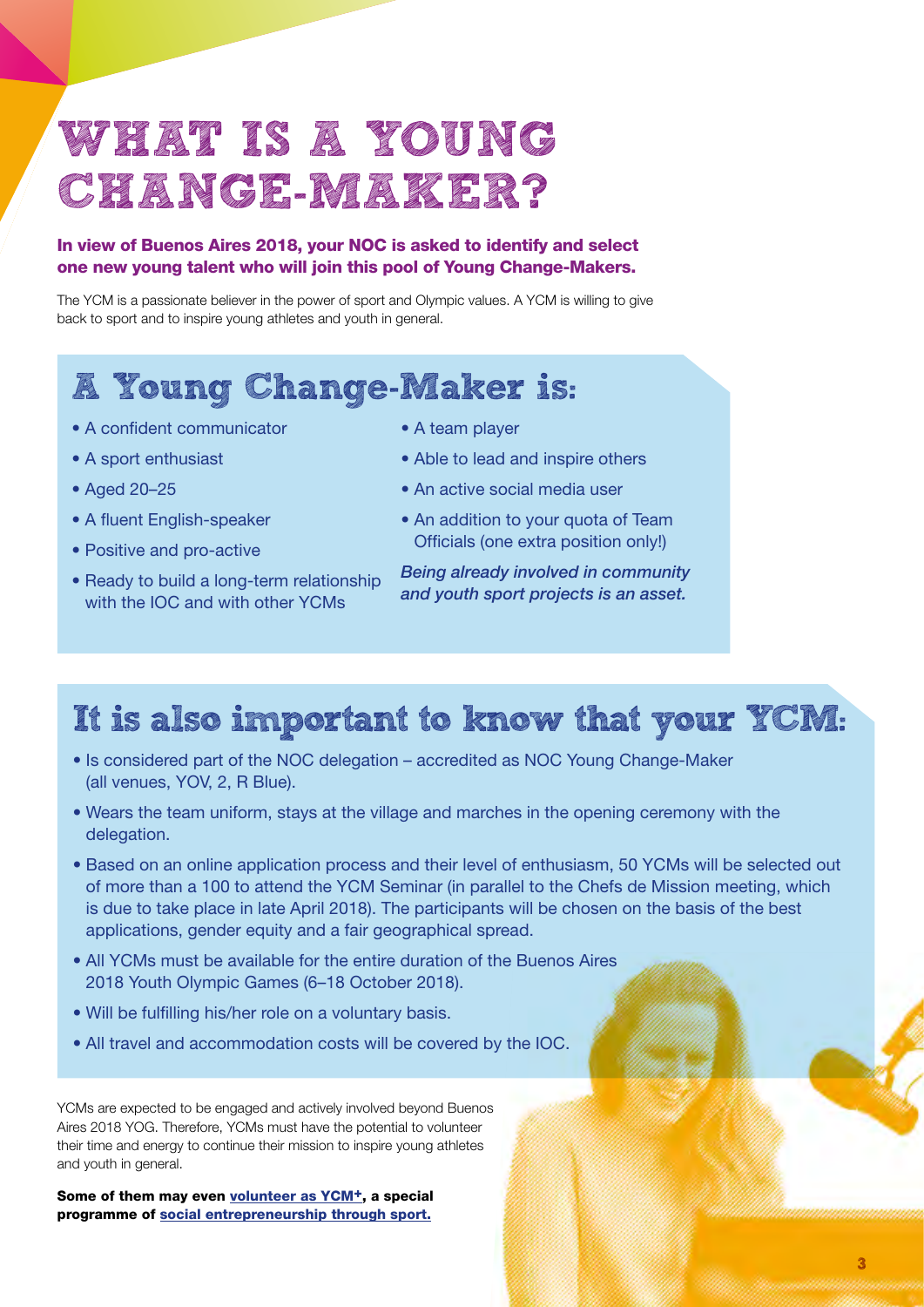# WHAT IS A YOUNG CHANGE-MAKER?

**In view of Buenos Aires 2018, your NOC is asked to identify and select one new young talent who will join this pool of Young Change-Makers.**

The YCM is a passionate believer in the power of sport and Olympic values. A YCM is willing to give back to sport and to inspire young athletes and youth in general.

## A Young Change-Maker is:

- A confident communicator
- A sport enthusiast
- Aged 20–25
- A fluent English-speaker
- Positive and pro-active
- Ready to build a long-term relationship with the IOC and with other YCMs
- A team player
- Able to lead and inspire others
- An active social media user
- An addition to your quota of Team Officials (one extra position only!)

*Being already involved in community and youth sport projects is an asset.*

## It is also important to know that your YCM:

- Is considered part of the NOC delegation – accredited as NOC Young Change-Maker (all venues, YOV, 2, R Blue).
- Wears the team uniform, stays at the village and marches in the opening ceremony with the delegation.
- Based on an online application process and their level of enthusiasm, 50 YCMs will be selected out of more than a 100 to attend the YCM Seminar (in parallel to the Chefs de Mission meeting, which is due to take place in late April 2018). The participants will be chosen on the basis of the best applications, gender equity and a fair geographical spread.
- All YCMs must be available for the entire duration of the Buenos Aires 2018 Youth Olympic Games (6–18 October 2018).
- Will be fulfilling his/her role on a voluntary basis.
- All travel and accommodation costs will be covered by the IOC.

YCMs are expected to be engaged and actively involved beyond Buenos Aires 2018 YOG. Therefore, YCMs must have the potential to volunteer their time and energy to continue their mission to inspire young athletes and youth in general.

**Some of them may even volunteer as YCM+, a special programme of social entrepreneurship through sport.**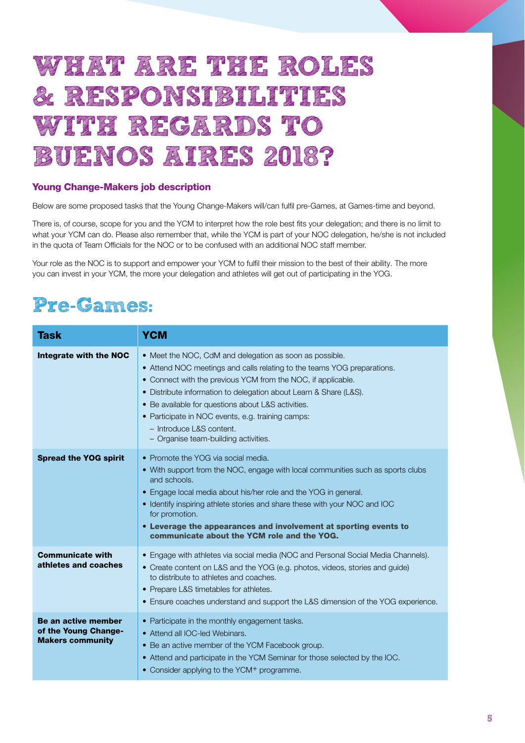# WHAT ARE THE ROLES & RESPONSIBILITIES WITH REGARDS TO BUENOS AIRES 2018?

### Young Change-Makers job description

Below are some proposed tasks that the Young Change-Makers will/can fulfil pre-Games, at Games-time and beyond.

There is, of course, scope for you and the YCM to interpret how the role best fits your delegation; and there is no limit to what your YCM can do. Please also remember that, while the YCM is part of your NOC delegation, he/she is not included in the quota of Team Officials for the NOC or to be confused with an additional NOC staff member.

Your role as the NOC is to support and empower your YCM to fulfil their mission to the best of their ability. The more you can invest in your YCM, the more your delegation and athletes will get out of participating in the YOG.

## Pre-Games:

| Task | YCM |
|---|---|
| **Integrate with the NOC** | • Meet the NOC, CdM and delegation as soon as possible.<br>• Attend NOC meetings and calls relating to the teams YOG preparations.<br>• Connect with the previous YCM from the NOC, if applicable.<br>• Distribute information to delegation about Learn & Share (L&S).<br>• Be available for questions about L&S activities.<br>• Participate in NOC events, e.g. training camps:<br>  – Introduce L&S content.<br>  – Organise team-building activities. |
| **Spread the YOG spirit** | • Promote the YOG via social media.<br>• With support from the NOC, engage with local communities such as sports clubs and schools.<br>• Engage local media about his/her role and the YOG in general.<br>• Identify inspiring athlete stories and share these with your NOC and IOC for promotion.<br>• **Leverage the appearances and involvement at sporting events to communicate about the YCM role and the YOG.** |
| **Communicate with athletes and coaches** | • Engage with athletes via social media (NOC and Personal Social Media Channels).<br>• Create content on L&S and the YOG (e.g. photos, videos, stories and guide) to distribute to athletes and coaches.<br>• Prepare L&S timetables for athletes.<br>• Ensure coaches understand and support the L&S dimension of the YOG experience. |
| **Be an active member of the Young Change-Makers community** | • Participate in the monthly engagement tasks.<br>• Attend all IOC-led Webinars.<br>• Be an active member of the YCM Facebook group.<br>• Attend and participate in the YCM Seminar for those selected by the IOC.<br>• Consider applying to the YCM+ programme. |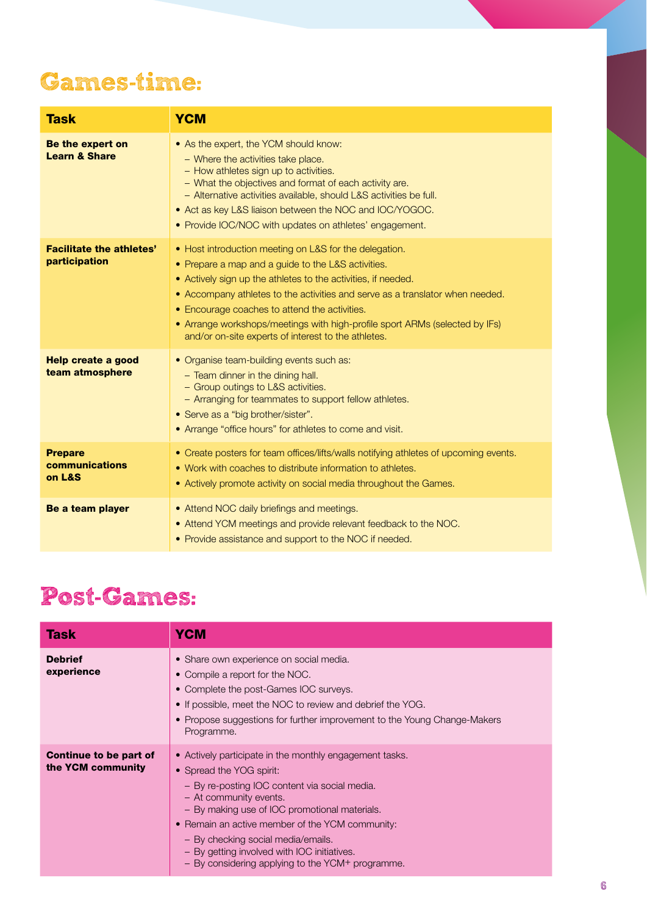## Games-time:

| Task | YCM |
|---|---|
| **Be the expert on Learn & Share** | • As the expert, the YCM should know:<br>– Where the activities take place.<br>– How athletes sign up to activities.<br>– What the objectives and format of each activity are.<br>– Alternative activities available, should L&S activities be full.<br>• Act as key L&S liaison between the NOC and IOC/YOGOC.<br>• Provide IOC/NOC with updates on athletes' engagement. |
| **Facilitate the athletes' participation** | • Host introduction meeting on L&S for the delegation.<br>• Prepare a map and a guide to the L&S activities.<br>• Actively sign up the athletes to the activities, if needed.<br>• Accompany athletes to the activities and serve as a translator when needed.<br>• Encourage coaches to attend the activities.<br>• Arrange workshops/meetings with high-profile sport ARMs (selected by IFs) and/or on-site experts of interest to the athletes. |
| **Help create a good team atmosphere** | • Organise team-building events such as:<br>– Team dinner in the dining hall.<br>– Group outings to L&S activities.<br>– Arranging for teammates to support fellow athletes.<br>• Serve as a "big brother/sister".<br>• Arrange "office hours" for athletes to come and visit. |
| **Prepare communications on L&S** | • Create posters for team offices/lifts/walls notifying athletes of upcoming events.<br>• Work with coaches to distribute information to athletes.<br>• Actively promote activity on social media throughout the Games. |
| **Be a team player** | • Attend NOC daily briefings and meetings.<br>• Attend YCM meetings and provide relevant feedback to the NOC.<br>• Provide assistance and support to the NOC if needed. |

## Post-Games:

| Task | YCM |
|---|---|
| **Debrief experience** | • Share own experience on social media.<br>• Compile a report for the NOC.<br>• Complete the post-Games IOC surveys.<br>• If possible, meet the NOC to review and debrief the YOG.<br>• Propose suggestions for further improvement to the Young Change-Makers Programme. |
| **Continue to be part of the YCM community** | • Actively participate in the monthly engagement tasks.<br>• Spread the YOG spirit:<br>– By re-posting IOC content via social media.<br>– At community events.<br>– By making use of IOC promotional materials.<br>• Remain an active member of the YCM community:<br>– By checking social media/emails.<br>– By getting involved with IOC initiatives.<br>– By considering applying to the YCM+ programme. |